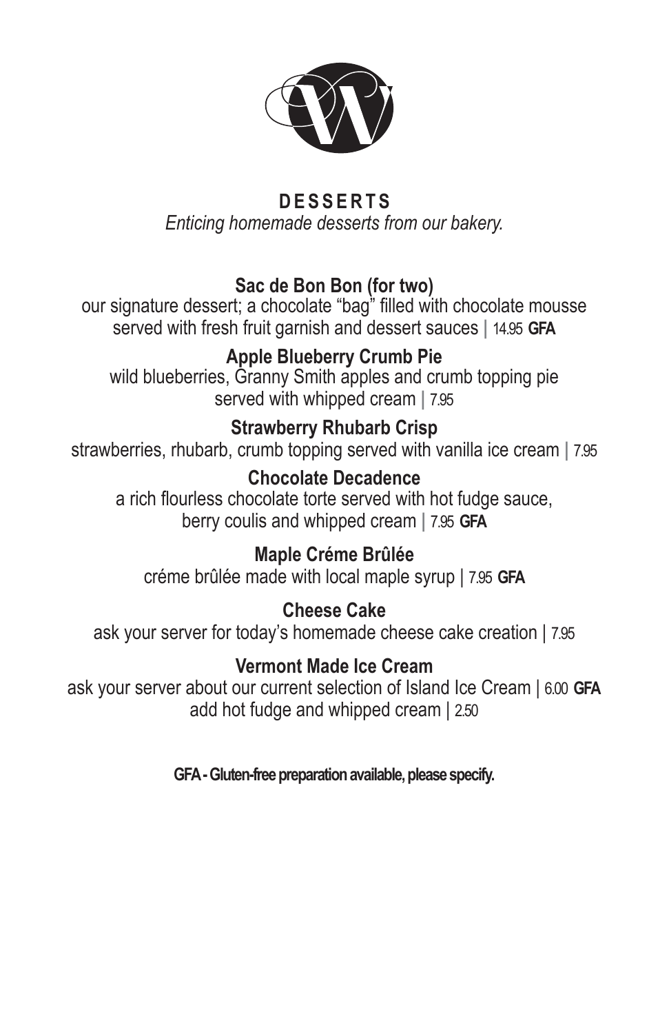# DESSERTS

*Enticing homemade desserts from our bakery.*

**Sac de Bon Bon (for two)**
our signature dessert; a chocolate "bag" filled with chocolate mousse served with fresh fruit garnish and dessert sauces | 14.95 **GFA**

**Apple Blueberry Crumb Pie**
wild blueberries, Granny Smith apples and crumb topping pie served with whipped cream | 7.95

**Strawberry Rhubarb Crisp**
strawberries, rhubarb, crumb topping served with vanilla ice cream | 7.95

**Chocolate Decadence**
a rich flourless chocolate torte served with hot fudge sauce, berry coulis and whipped cream | 7.95 **GFA**

**Maple Créme Brûlée**
créme brûlée made with local maple syrup | 7.95 **GFA**

**Cheese Cake**
ask your server for today's homemade cheese cake creation | 7.95

**Vermont Made Ice Cream**
ask your server about our current selection of Island Ice Cream | 6.00 **GFA**
add hot fudge and whipped cream | 2.50

**GFA - Gluten-free preparation available, please specify.**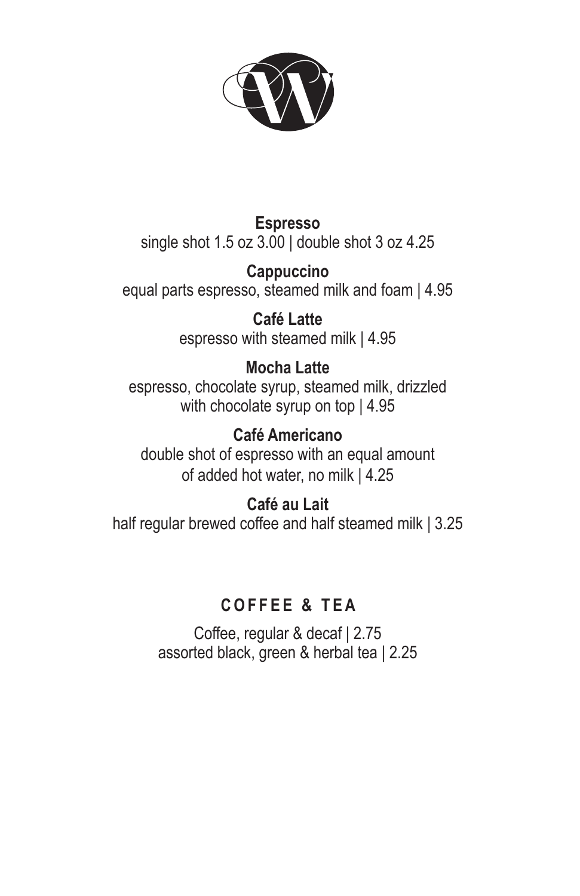**Espresso**
single shot 1.5 oz 3.00 | double shot 3 oz 4.25

**Cappuccino**
equal parts espresso, steamed milk and foam | 4.95

**Café Latte**
espresso with steamed milk | 4.95

**Mocha Latte**
espresso, chocolate syrup, steamed milk, drizzled with chocolate syrup on top | 4.95

**Café Americano**
double shot of espresso with an equal amount of added hot water, no milk | 4.25

**Café au Lait**
half regular brewed coffee and half steamed milk | 3.25

## COFFEE & TEA

Coffee, regular & decaf | 2.75
assorted black, green & herbal tea | 2.25